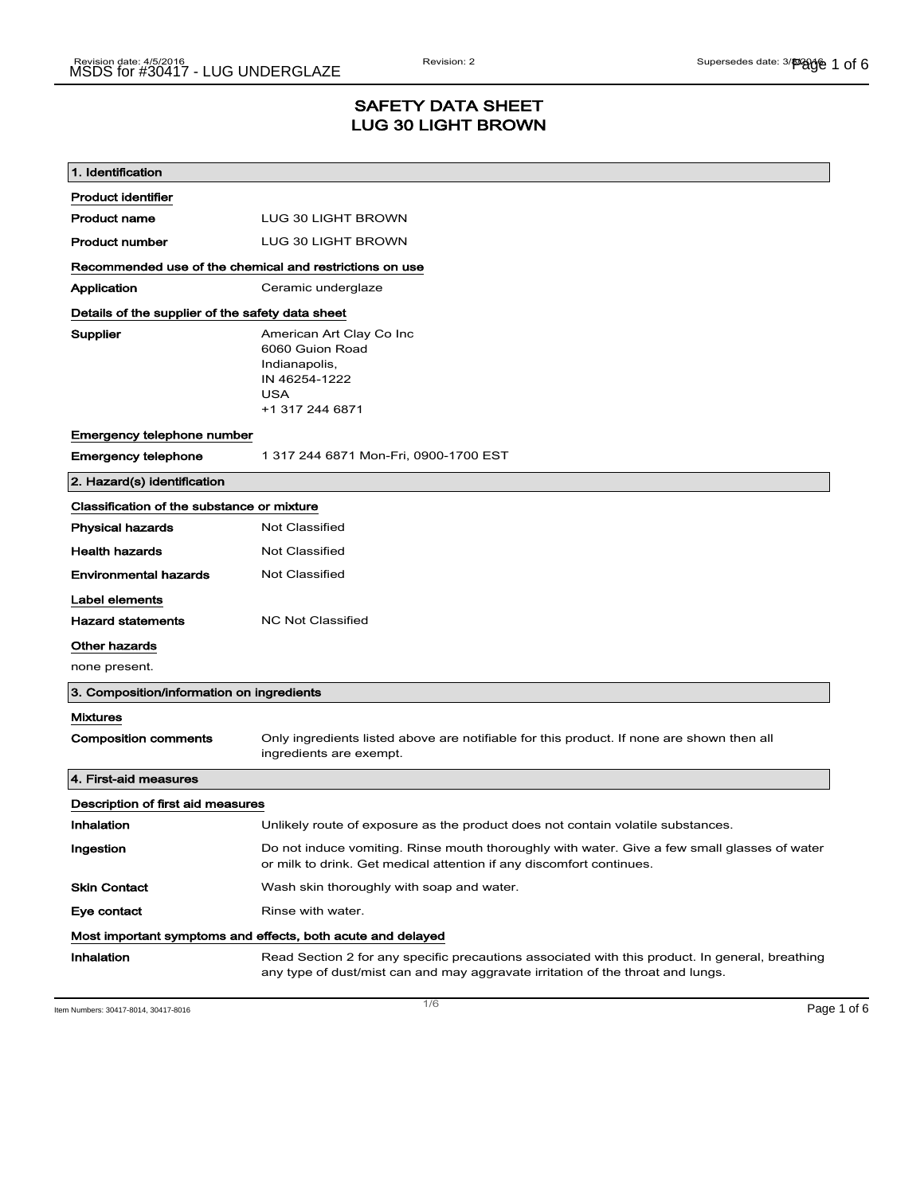# SAFETY DATA SHEET
# LUG 30 LIGHT BROWN

## 1. Identification

**Product identifier**

| | |
|---|---|
| **Product name** | LUG 30 LIGHT BROWN |
| **Product number** | LUG 30 LIGHT BROWN |

**Recommended use of the chemical and restrictions on use**

| | |
|---|---|
| **Application** | Ceramic underglaze |

**Details of the supplier of the safety data sheet**

| | |
|---|---|
| **Supplier** | American Art Clay Co Inc<br>6060 Guion Road<br>Indianapolis,<br>IN 46254-1222<br>USA<br>+1 317 244 6871 |

**Emergency telephone number**

| | |
|---|---|
| **Emergency telephone** | 1 317 244 6871 Mon-Fri, 0900-1700 EST |

## 2. Hazard(s) identification

**Classification of the substance or mixture**

| | |
|---|---|
| **Physical hazards** | Not Classified |
| **Health hazards** | Not Classified |
| **Environmental hazards** | Not Classified |

**Label elements**

| | |
|---|---|
| **Hazard statements** | NC Not Classified |

**Other hazards**

none present.

## 3. Composition/information on ingredients

**Mixtures**

| | |
|---|---|
| **Composition comments** | Only ingredients listed above are notifiable for this product. If none are shown then all ingredients are exempt. |

## 4. First-aid measures

**Description of first aid measures**

| | |
|---|---|
| **Inhalation** | Unlikely route of exposure as the product does not contain volatile substances. |
| **Ingestion** | Do not induce vomiting. Rinse mouth thoroughly with water. Give a few small glasses of water or milk to drink. Get medical attention if any discomfort continues. |
| **Skin Contact** | Wash skin thoroughly with soap and water. |
| **Eye contact** | Rinse with water. |

**Most important symptoms and effects, both acute and delayed**

| | |
|---|---|
| **Inhalation** | Read Section 2 for any specific precautions associated with this product. In general, breathing any type of dust/mist can and may aggravate irritation of the throat and lungs. |

Item Numbers: 30417-8014, 30417-8016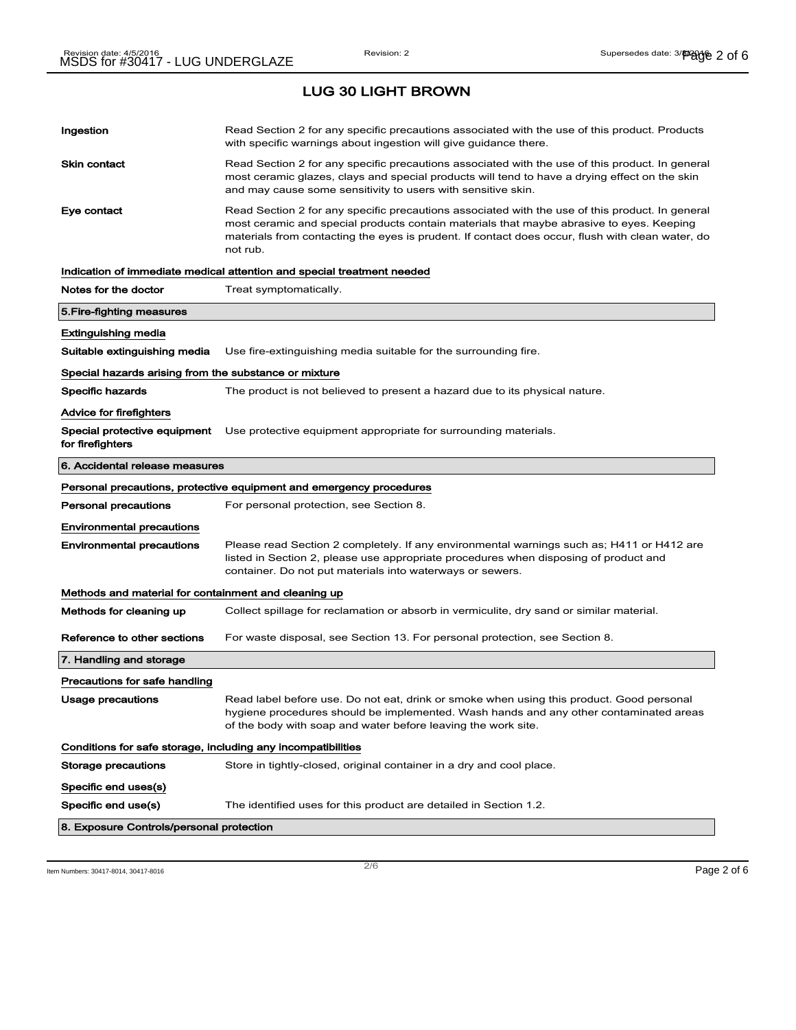## LUG 30 LIGHT BROWN

| | |
|---|---|
| **Ingestion** | Read Section 2 for any specific precautions associated with the use of this product. Products with specific warnings about ingestion will give guidance there. |
| **Skin contact** | Read Section 2 for any specific precautions associated with the use of this product. In general most ceramic glazes, clays and special products will tend to have a drying effect on the skin and may cause some sensitivity to users with sensitive skin. |
| **Eye contact** | Read Section 2 for any specific precautions associated with the use of this product. In general most ceramic and special products contain materials that maybe abrasive to eyes. Keeping materials from contacting the eyes is prudent. If contact does occur, flush with clean water, do not rub. |

**Indication of immediate medical attention and special treatment needed**

| | |
|---|---|
| **Notes for the doctor** | Treat symptomatically. |

## 5.Fire-fighting measures

**Extinguishing media**

| | |
|---|---|
| **Suitable extinguishing media** | Use fire-extinguishing media suitable for the surrounding fire. |

**Special hazards arising from the substance or mixture**

| | |
|---|---|
| **Specific hazards** | The product is not believed to present a hazard due to its physical nature. |

**Advice for firefighters**

| | |
|---|---|
| **Special protective equipment for firefighters** | Use protective equipment appropriate for surrounding materials. |

## 6. Accidental release measures

**Personal precautions, protective equipment and emergency procedures**

| | |
|---|---|
| **Personal precautions** | For personal protection, see Section 8. |

**Environmental precautions**

| | |
|---|---|
| **Environmental precautions** | Please read Section 2 completely. If any environmental warnings such as; H411 or H412 are listed in Section 2, please use appropriate procedures when disposing of product and container. Do not put materials into waterways or sewers. |

**Methods and material for containment and cleaning up**

| | |
|---|---|
| **Methods for cleaning up** | Collect spillage for reclamation or absorb in vermiculite, dry sand or similar material. |
| **Reference to other sections** | For waste disposal, see Section 13. For personal protection, see Section 8. |

## 7. Handling and storage

**Precautions for safe handling**

| | |
|---|---|
| **Usage precautions** | Read label before use. Do not eat, drink or smoke when using this product. Good personal hygiene procedures should be implemented. Wash hands and any other contaminated areas of the body with soap and water before leaving the work site. |

**Conditions for safe storage, including any incompatibilities**

| | |
|---|---|
| **Storage precautions** | Store in tightly-closed, original container in a dry and cool place. |

**Specific end uses(s)**

| | |
|---|---|
| **Specific end use(s)** | The identified uses for this product are detailed in Section 1.2. |

## 8. Exposure Controls/personal protection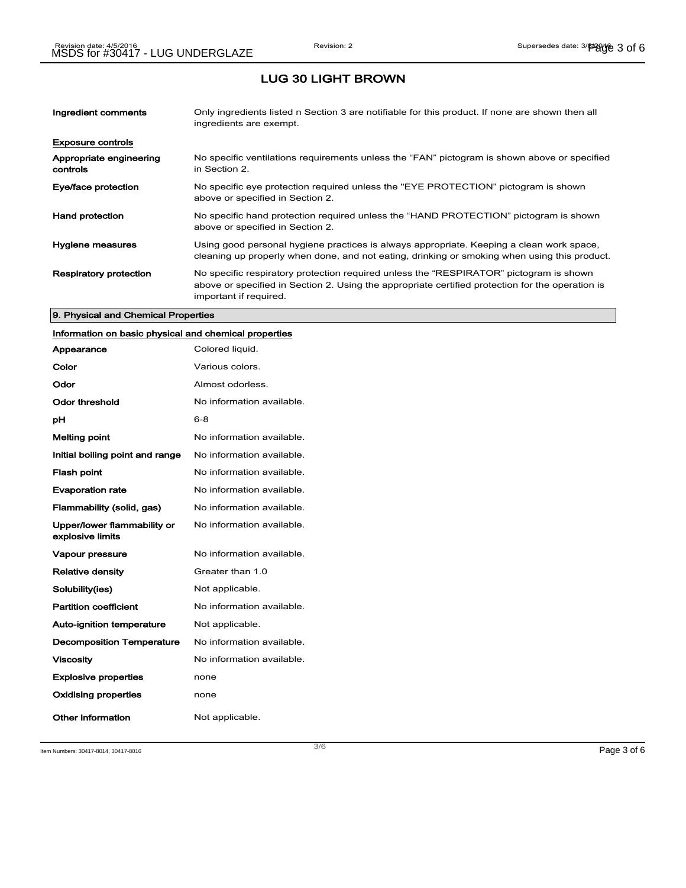# LUG 30 LIGHT BROWN

| | |
|---|---|
| **Ingredient comments** | Only ingredients listed n Section 3 are notifiable for this product. If none are shown then all ingredients are exempt. |

**Exposure controls**

| | |
|---|---|
| **Appropriate engineering controls** | No specific ventilations requirements unless the "FAN" pictogram is shown above or specified in Section 2. |
| **Eye/face protection** | No specific eye protection required unless the "EYE PROTECTION" pictogram is shown above or specified in Section 2. |
| **Hand protection** | No specific hand protection required unless the "HAND PROTECTION" pictogram is shown above or specified in Section 2. |
| **Hygiene measures** | Using good personal hygiene practices is always appropriate. Keeping a clean work space, cleaning up properly when done, and not eating, drinking or smoking when using this product. |
| **Respiratory protection** | No specific respiratory protection required unless the "RESPIRATOR" pictogram is shown above or specified in Section 2. Using the appropriate certified protection for the operation is important if required. |

## 9. Physical and Chemical Properties

**Information on basic physical and chemical properties**

| | |
|---|---|
| **Appearance** | Colored liquid. |
| **Color** | Various colors. |
| **Odor** | Almost odorless. |
| **Odor threshold** | No information available. |
| **pH** | 6-8 |
| **Melting point** | No information available. |
| **Initial boiling point and range** | No information available. |
| **Flash point** | No information available. |
| **Evaporation rate** | No information available. |
| **Flammability (solid, gas)** | No information available. |
| **Upper/lower flammability or explosive limits** | No information available. |
| **Vapour pressure** | No information available. |
| **Relative density** | Greater than 1.0 |
| **Solubility(ies)** | Not applicable. |
| **Partition coefficient** | No information available. |
| **Auto-ignition temperature** | Not applicable. |
| **Decomposition Temperature** | No information available. |
| **Viscosity** | No information available. |
| **Explosive properties** | none |
| **Oxidising properties** | none |
| **Other information** | Not applicable. |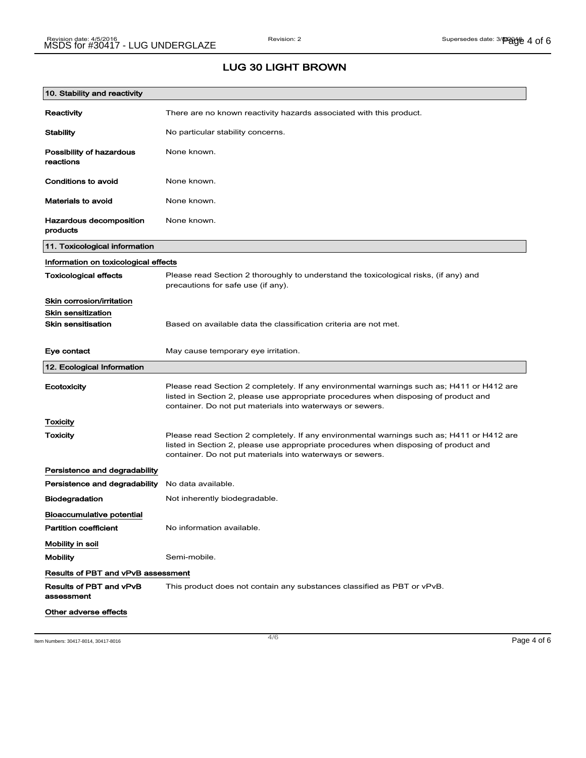# LUG 30 LIGHT BROWN

## 10. Stability and reactivity

| | |
|---|---|
| **Reactivity** | There are no known reactivity hazards associated with this product. |
| **Stability** | No particular stability concerns. |
| **Possibility of hazardous reactions** | None known. |
| **Conditions to avoid** | None known. |
| **Materials to avoid** | None known. |
| **Hazardous decomposition products** | None known. |

## 11. Toxicological information

**Information on toxicological effects**

| | |
|---|---|
| **Toxicological effects** | Please read Section 2 thoroughly to understand the toxicological risks, (if any) and precautions for safe use (if any). |

**Skin corrosion/irritation**

**Skin sensitization**

| | |
|---|---|
| **Skin sensitisation** | Based on available data the classification criteria are not met. |
| **Eye contact** | May cause temporary eye irritation. |

## 12. Ecological Information

| | |
|---|---|
| **Ecotoxicity** | Please read Section 2 completely. If any environmental warnings such as; H411 or H412 are listed in Section 2, please use appropriate procedures when disposing of product and container. Do not put materials into waterways or sewers. |

**Toxicity**

| | |
|---|---|
| **Toxicity** | Please read Section 2 completely. If any environmental warnings such as; H411 or H412 are listed in Section 2, please use appropriate procedures when disposing of product and container. Do not put materials into waterways or sewers. |

**Persistence and degradability**

| | |
|---|---|
| **Persistence and degradability** | No data available. |
| **Biodegradation** | Not inherently biodegradable. |

**Bioaccumulative potential**

| | |
|---|---|
| **Partition coefficient** | No information available. |

**Mobility in soil**

| | |
|---|---|
| **Mobility** | Semi-mobile. |

**Results of PBT and vPvB assessment**

| | |
|---|---|
| **Results of PBT and vPvB assessment** | This product does not contain any substances classified as PBT or vPvB. |

**Other adverse effects**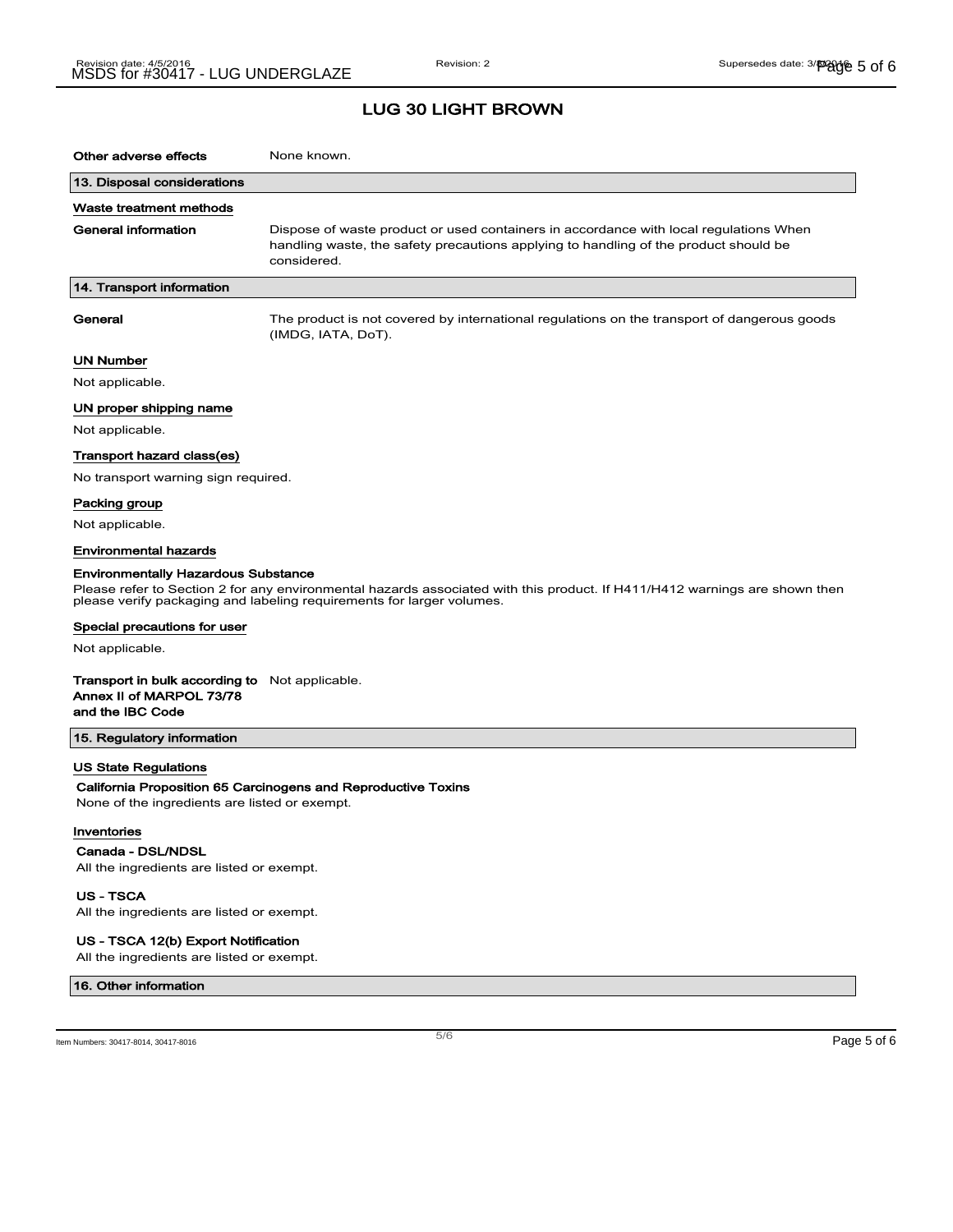# LUG 30 LIGHT BROWN

**Other adverse effects** None known.

## 13. Disposal considerations

### Waste treatment methods

**General information** Dispose of waste product or used containers in accordance with local regulations When handling waste, the safety precautions applying to handling of the product should be considered.

## 14. Transport information

**General** The product is not covered by international regulations on the transport of dangerous goods (IMDG, IATA, DoT).

### UN Number

Not applicable.

### UN proper shipping name

Not applicable.

### Transport hazard class(es)

No transport warning sign required.

### Packing group

Not applicable.

### Environmental hazards

**Environmentally Hazardous Substance**

Please refer to Section 2 for any environmental hazards associated with this product. If H411/H412 warnings are shown then please verify packaging and labeling requirements for larger volumes.

### Special precautions for user

Not applicable.

**Transport in bulk according to Annex II of MARPOL 73/78 and the IBC Code** Not applicable.

## 15. Regulatory information

### US State Regulations

**California Proposition 65 Carcinogens and Reproductive Toxins**

None of the ingredients are listed or exempt.

### Inventories

**Canada - DSL/NDSL**

All the ingredients are listed or exempt.

**US - TSCA**

All the ingredients are listed or exempt.

**US - TSCA 12(b) Export Notification**

All the ingredients are listed or exempt.

## 16. Other information

Item Numbers: 30417-8014, 30417-8016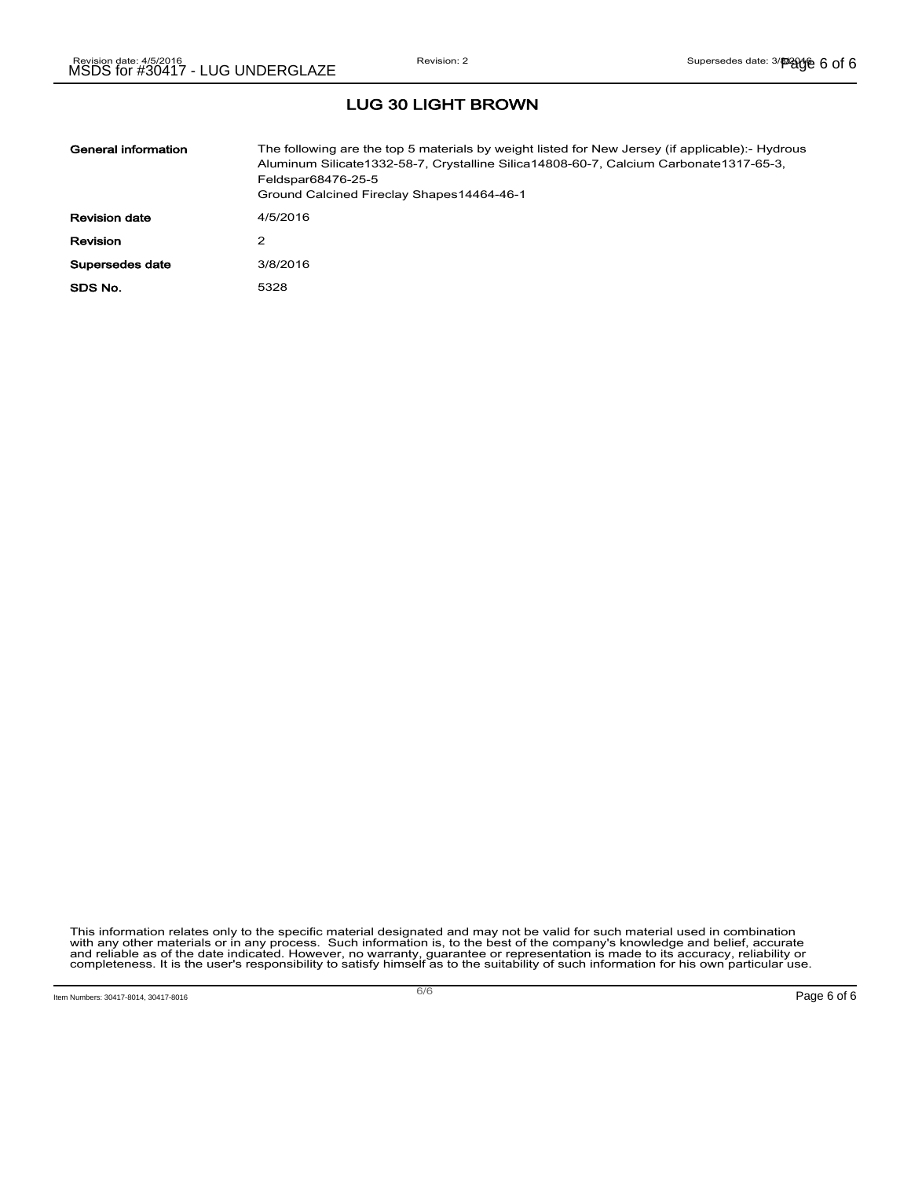## LUG 30 LIGHT BROWN

| | |
|---|---|
| **General information** | The following are the top 5 materials by weight listed for New Jersey (if applicable):- Hydrous Aluminum Silicate1332-58-7, Crystalline Silica14808-60-7, Calcium Carbonate1317-65-3, Feldspar68476-25-5<br>Ground Calcined Fireclay Shapes14464-46-1 |
| **Revision date** | 4/5/2016 |
| **Revision** | 2 |
| **Supersedes date** | 3/8/2016 |
| **SDS No.** | 5328 |

This information relates only to the specific material designated and may not be valid for such material used in combination with any other materials or in any process. Such information is, to the best of the company's knowledge and belief, accurate and reliable as of the date indicated. However, no warranty, guarantee or representation is made to its accuracy, reliability or completeness. It is the user's responsibility to satisfy himself as to the suitability of such information for his own particular use.

Item Numbers: 30417-8014, 30417-8016